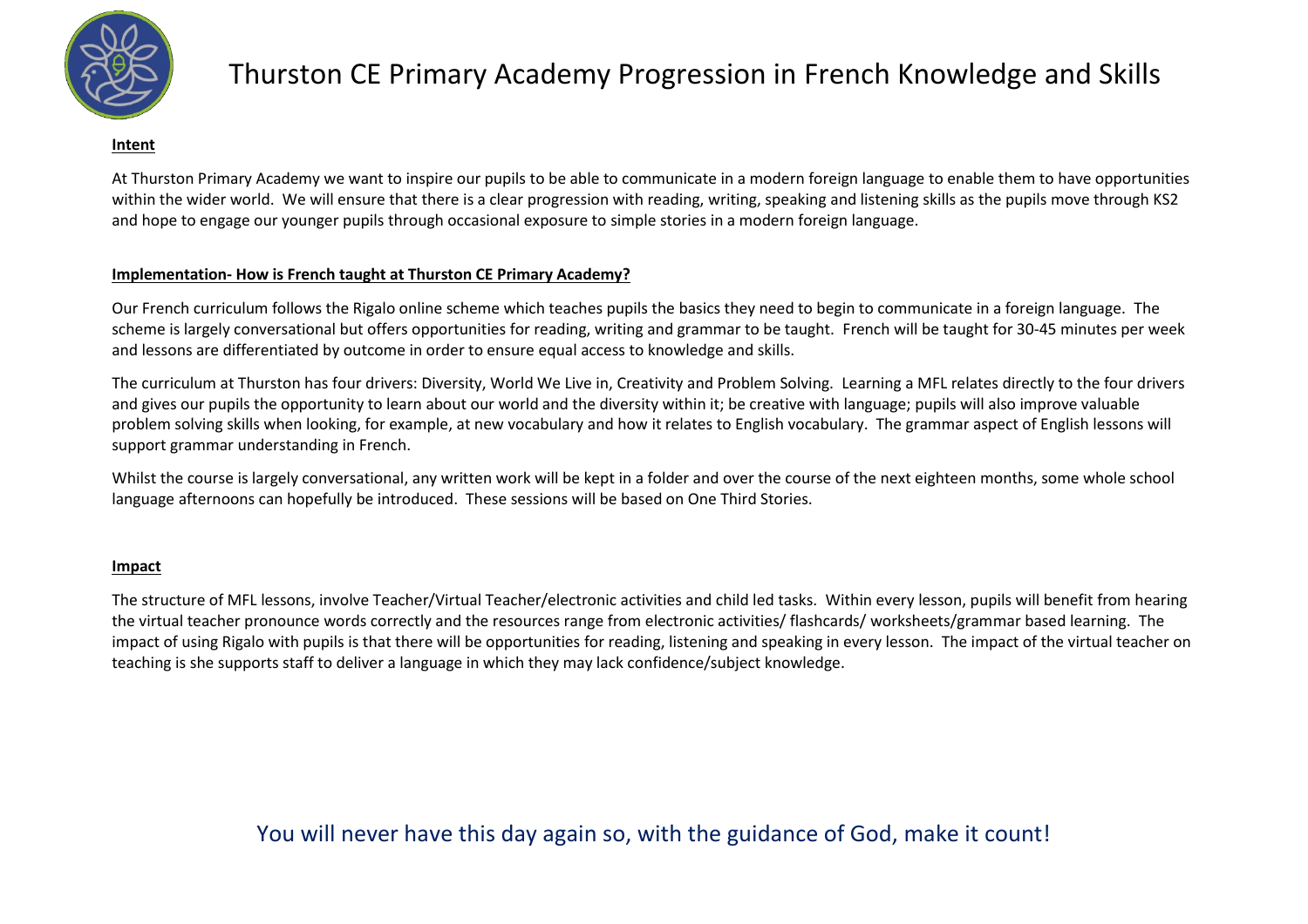# Thurston CE Primary Academy Progression in French Knowledge and Skills

**Intent**

At Thurston Primary Academy we want to inspire our pupils to be able to communicate in a modern foreign language to enable them to have opportunities within the wider world. We will ensure that there is a clear progression with reading, writing, speaking and listening skills as the pupils move through KS2 and hope to engage our younger pupils through occasional exposure to simple stories in a modern foreign language.

**Implementation- How is French taught at Thurston CE Primary Academy?**

Our French curriculum follows the Rigalo online scheme which teaches pupils the basics they need to begin to communicate in a foreign language. The scheme is largely conversational but offers opportunities for reading, writing and grammar to be taught. French will be taught for 30-45 minutes per week and lessons are differentiated by outcome in order to ensure equal access to knowledge and skills.

The curriculum at Thurston has four drivers: Diversity, World We Live in, Creativity and Problem Solving. Learning a MFL relates directly to the four drivers and gives our pupils the opportunity to learn about our world and the diversity within it; be creative with language; pupils will also improve valuable problem solving skills when looking, for example, at new vocabulary and how it relates to English vocabulary. The grammar aspect of English lessons will support grammar understanding in French.

Whilst the course is largely conversational, any written work will be kept in a folder and over the course of the next eighteen months, some whole school language afternoons can hopefully be introduced. These sessions will be based on One Third Stories.

**Impact**

The structure of MFL lessons, involve Teacher/Virtual Teacher/electronic activities and child led tasks. Within every lesson, pupils will benefit from hearing the virtual teacher pronounce words correctly and the resources range from electronic activities/ flashcards/ worksheets/grammar based learning. The impact of using Rigalo with pupils is that there will be opportunities for reading, listening and speaking in every lesson. The impact of the virtual teacher on teaching is she supports staff to deliver a language in which they may lack confidence/subject knowledge.

You will never have this day again so, with the guidance of God, make it count!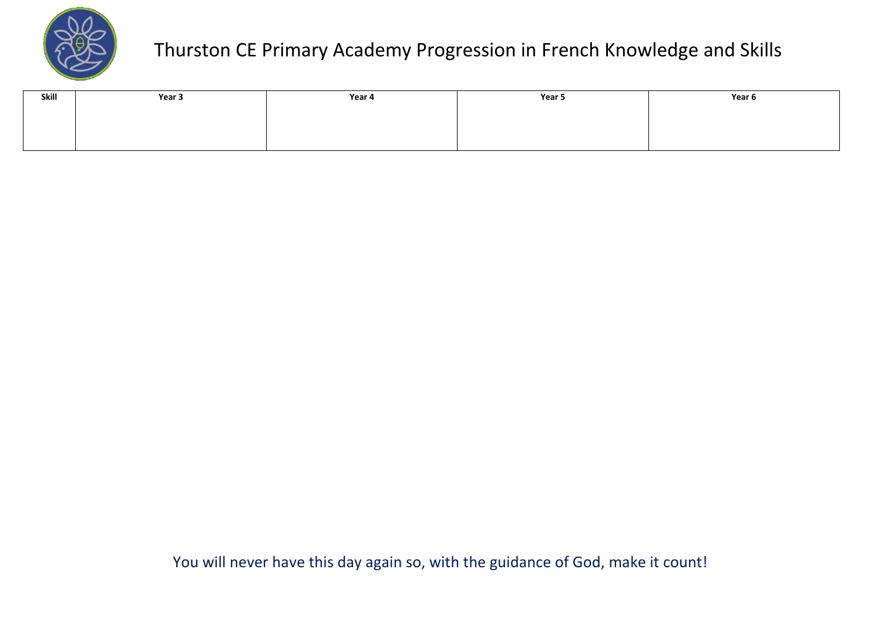| Skill | Year 3 | Year 4 | Year 5 | Year 6 |
| --- | --- | --- | --- | --- |
| | | | | |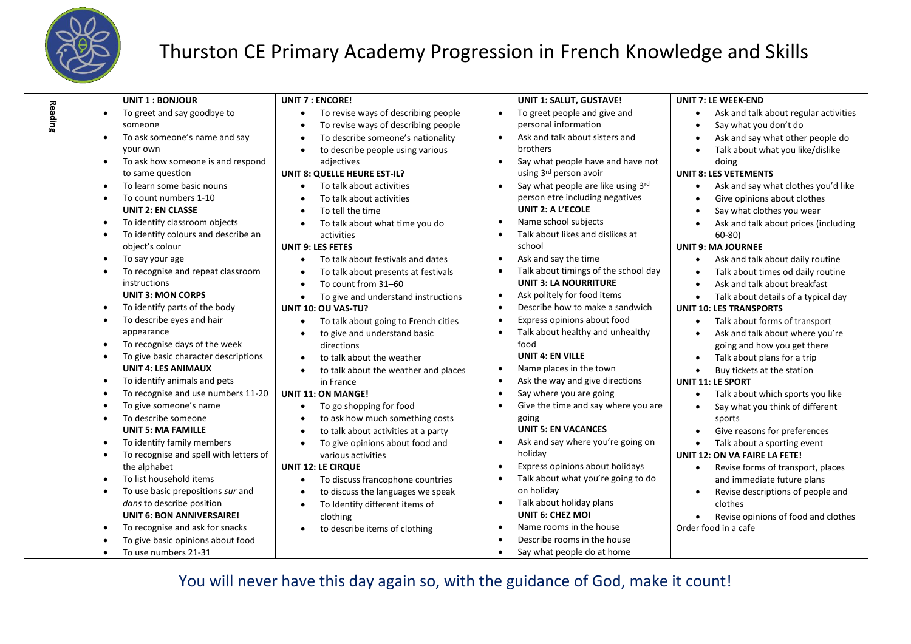# Thurston CE Primary Academy Progression in French Knowledge and Skills

| Reading | | | | |
|---|---|---|---|---|
| | **UNIT 1 : BONJOUR**<br>• To greet and say goodbye to someone<br>• To ask someone's name and say your own<br>• To ask how someone is and respond to same question<br>• To learn some basic nouns<br>• To count numbers 1-10<br>**UNIT 2: EN CLASSE**<br>• To identify classroom objects<br>• To identify colours and describe an object's colour<br>• To say your age<br>• To recognise and repeat classroom instructions<br>**UNIT 3: MON CORPS**<br>• To identify parts of the body<br>• To describe eyes and hair appearance<br>• To recognise days of the week<br>• To give basic character descriptions<br>**UNIT 4: LES ANIMAUX**<br>• To identify animals and pets<br>• To recognise and use numbers 11-20<br>• To give someone's name<br>• To describe someone<br>**UNIT 5: MA FAMILLE**<br>• To identify family members<br>• To recognise and spell with letters of the alphabet<br>• To list household items<br>• To use basic prepositions *sur* and *dans* to describe position<br>**UNIT 6: BON ANNIVERSAIRE!**<br>• To recognise and ask for snacks<br>• To give basic opinions about food<br>• To use numbers 21-31 | **UNIT 7 : ENCORE!**<br>• To revise ways of describing people<br>• To revise ways of describing people<br>• To describe someone's nationality<br>• to describe people using various adjectives<br>**UNIT 8: QUELLE HEURE EST-IL?**<br>• To talk about activities<br>• To talk about activities<br>• To tell the time<br>• To talk about what time you do activities<br>**UNIT 9: LES FETES**<br>• To talk about festivals and dates<br>• To talk about presents at festivals<br>• To count from 31–60<br>• To give and understand instructions<br>**UNIT 10: OU VAS-TU?**<br>• To talk about going to French cities<br>• to give and understand basic directions<br>• to talk about the weather<br>• to talk about the weather and places in France<br>**UNIT 11: ON MANGE!**<br>• To go shopping for food<br>• to ask how much something costs<br>• to talk about activities at a party<br>• To give opinions about food and various activities<br>**UNIT 12: LE CIRQUE**<br>• To discuss francophone countries<br>• to discuss the languages we speak<br>• To Identify different items of clothing<br>• to describe items of clothing | **UNIT 1: SALUT, GUSTAVE!**<br>• To greet people and give and personal information<br>• Ask and talk about sisters and brothers<br>• Say what people have and have not using 3rd person avoir<br>• Say what people are like using 3rd person etre including negatives<br>**UNIT 2: A L'ECOLE**<br>• Name school subjects<br>• Talk about likes and dislikes at school<br>• Ask and say the time<br>• Talk about timings of the school day<br>**UNIT 3: LA NOURRITURE**<br>• Ask politely for food items<br>• Describe how to make a sandwich<br>• Express opinions about food<br>• Talk about healthy and unhealthy food<br>**UNIT 4: EN VILLE**<br>• Name places in the town<br>• Ask the way and give directions<br>• Say where you are going<br>• Give the time and say where you are going<br>**UNIT 5: EN VACANCES**<br>• Ask and say where you're going on holiday<br>• Express opinions about holidays<br>• Talk about what you're going to do on holiday<br>• Talk about holiday plans<br>**UNIT 6: CHEZ MOI**<br>• Name rooms in the house<br>• Describe rooms in the house<br>• Say what people do at home | **UNIT 7: LE WEEK-END**<br>• Ask and talk about regular activities<br>• Say what you don't do<br>• Ask and say what other people do<br>• Talk about what you like/dislike doing<br>**UNIT 8: LES VETEMENTS**<br>• Ask and say what clothes you'd like<br>• Give opinions about clothes<br>• Say what clothes you wear<br>• Ask and talk about prices (including 60-80)<br>**UNIT 9: MA JOURNEE**<br>• Ask and talk about daily routine<br>• Talk about times od daily routine<br>• Ask and talk about breakfast<br>• Talk about details of a typical day<br>**UNIT 10: LES TRANSPORTS**<br>• Talk about forms of transport<br>• Ask and talk about where you're going and how you get there<br>• Talk about plans for a trip<br>• Buy tickets at the station<br>**UNIT 11: LE SPORT**<br>• Talk about which sports you like<br>• Say what you think of different sports<br>• Give reasons for preferences<br>• Talk about a sporting event<br>**UNIT 12: ON VA FAIRE LA FETE!**<br>• Revise forms of transport, places and immediate future plans<br>• Revise descriptions of people and clothes<br>• Revise opinions of food and clothes<br>Order food in a cafe |

You will never have this day again so, with the guidance of God, make it count!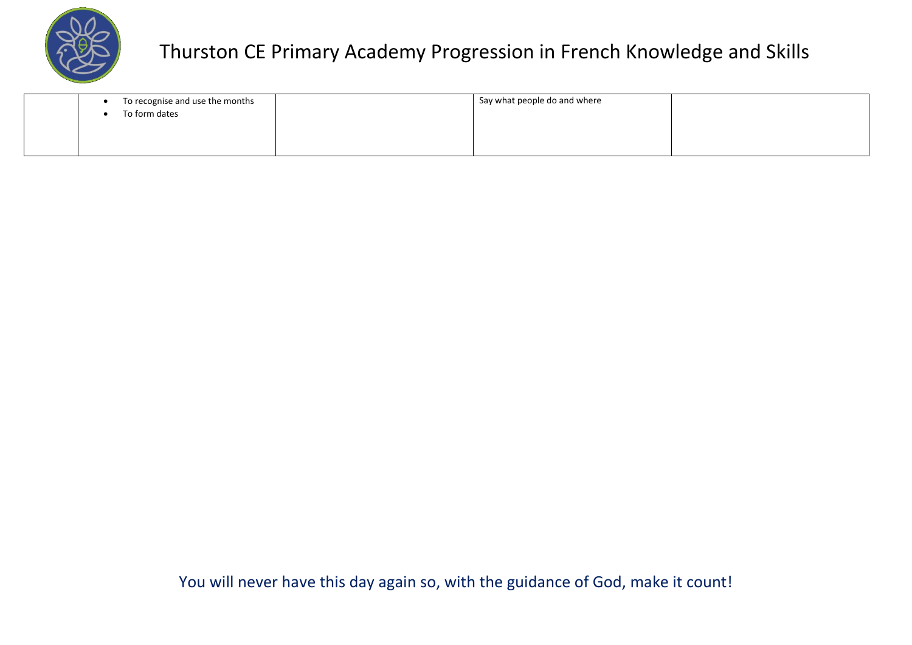# Thurston CE Primary Academy Progression in French Knowledge and Skills

| | | | | |
|---|---|---|---|---|
| | • To recognise and use the months<br>• To form dates | | Say what people do and where | |

You will never have this day again so, with the guidance of God, make it count!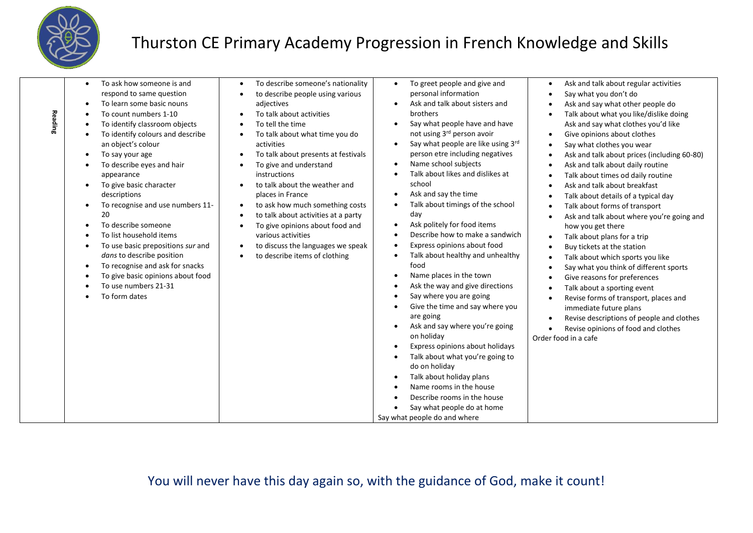# Thurston CE Primary Academy Progression in French Knowledge and Skills

| Reading | | | | |
|---|---|---|---|---|
| | • To ask how someone is and respond to same question<br>• To learn some basic nouns<br>• To count numbers 1-10<br>• To identify classroom objects<br>• To identify colours and describe an object's colour<br>• To say your age<br>• To describe eyes and hair appearance<br>• To give basic character descriptions<br>• To recognise and use numbers 11-20<br>• To describe someone<br>• To list household items<br>• To use basic prepositions *sur* and *dans* to describe position<br>• To recognise and ask for snacks<br>• To give basic opinions about food<br>• To use numbers 21-31<br>• To form dates | • To describe someone's nationality<br>• to describe people using various adjectives<br>• To talk about activities<br>• To tell the time<br>• To talk about what time you do activities<br>• To talk about presents at festivals<br>• To give and understand instructions<br>• to talk about the weather and places in France<br>• to ask how much something costs<br>• to talk about activities at a party<br>• To give opinions about food and various activities<br>• to discuss the languages we speak<br>• to describe items of clothing | • To greet people and give and personal information<br>• Ask and talk about sisters and brothers<br>• Say what people have and have not using 3rd person avoir<br>• Say what people are like using 3rd person etre including negatives<br>• Name school subjects<br>• Talk about likes and dislikes at school<br>• Ask and say the time<br>• Talk about timings of the school day<br>• Ask politely for food items<br>• Describe how to make a sandwich<br>• Express opinions about food<br>• Talk about healthy and unhealthy food<br>• Name places in the town<br>• Ask the way and give directions<br>• Say where you are going<br>• Give the time and say where you are going<br>• Ask and say where you're going on holiday<br>• Express opinions about holidays<br>• Talk about what you're going to do on holiday<br>• Talk about holiday plans<br>• Name rooms in the house<br>• Describe rooms in the house<br>• Say what people do at home<br>Say what people do and where | • Ask and talk about regular activities<br>• Say what you don't do<br>• Ask and say what other people do<br>• Talk about what you like/dislike doing Ask and say what clothes you'd like<br>• Give opinions about clothes<br>• Say what clothes you wear<br>• Ask and talk about prices (including 60-80)<br>• Ask and talk about daily routine<br>• Talk about times od daily routine<br>• Ask and talk about breakfast<br>• Talk about details of a typical day<br>• Talk about forms of transport<br>• Ask and talk about where you're going and how you get there<br>• Talk about plans for a trip<br>• Buy tickets at the station<br>• Talk about which sports you like<br>• Say what you think of different sports<br>• Give reasons for preferences<br>• Talk about a sporting event<br>• Revise forms of transport, places and immediate future plans<br>• Revise descriptions of people and clothes<br>• Revise opinions of food and clothes<br>Order food in a cafe |

You will never have this day again so, with the guidance of God, make it count!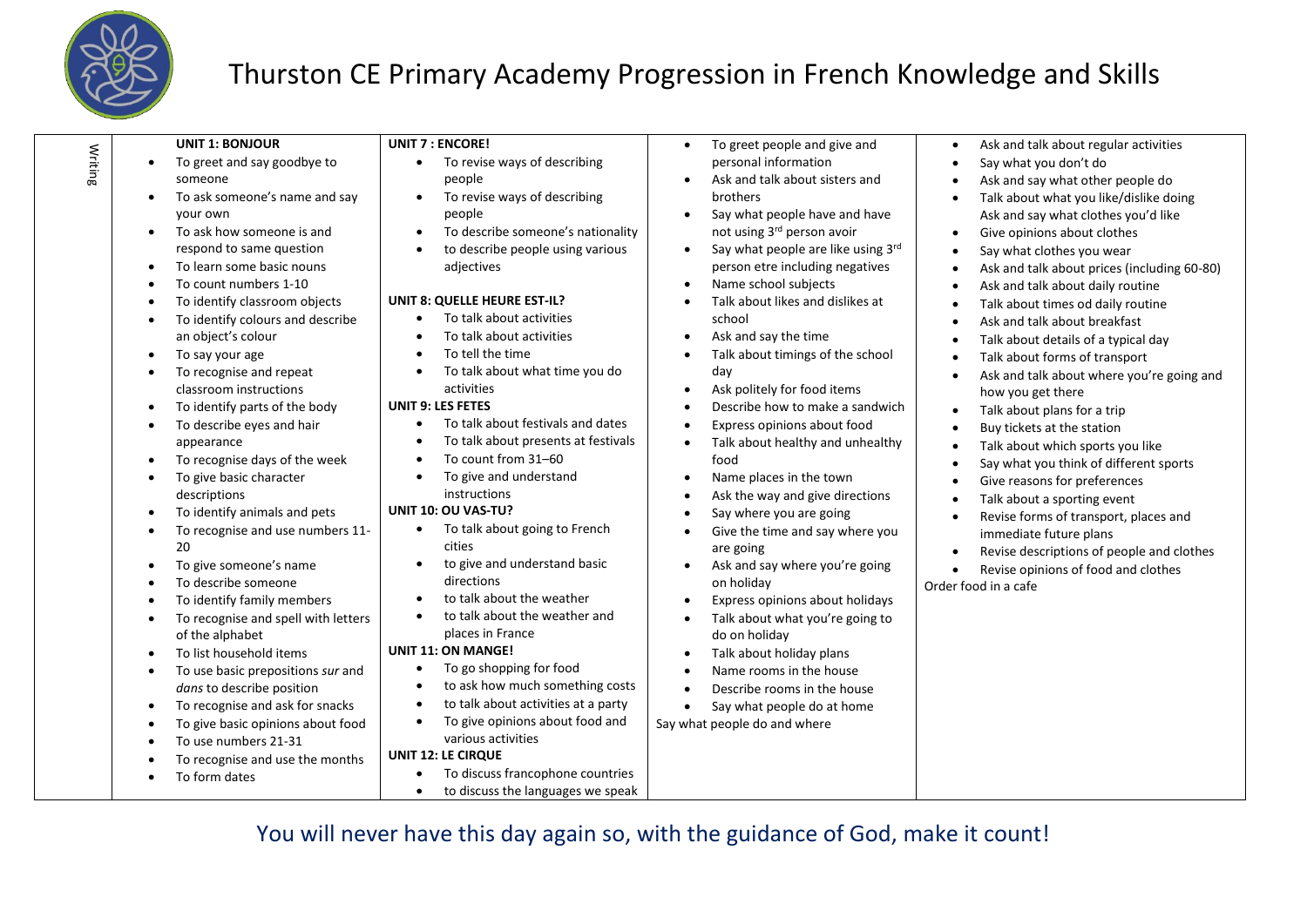# Thurston CE Primary Academy Progression in French Knowledge and Skills

| Writing | | | | |
|---|---|---|---|---|
| | **UNIT 1: BONJOUR**<br>• To greet and say goodbye to someone<br>• To ask someone's name and say your own<br>• To ask how someone is and respond to same question<br>• To learn some basic nouns<br>• To count numbers 1-10<br>• To identify classroom objects<br>• To identify colours and describe an object's colour<br>• To say your age<br>• To recognise and repeat classroom instructions<br>• To identify parts of the body<br>• To describe eyes and hair appearance<br>• To recognise days of the week<br>• To give basic character descriptions<br>• To identify animals and pets<br>• To recognise and use numbers 11-20<br>• To give someone's name<br>• To describe someone<br>• To identify family members<br>• To recognise and spell with letters of the alphabet<br>• To list household items<br>• To use basic prepositions *sur* and *dans* to describe position<br>• To recognise and ask for snacks<br>• To give basic opinions about food<br>• To use numbers 21-31<br>• To recognise and use the months<br>• To form dates | **UNIT 7 : ENCORE!**<br>• To revise ways of describing people<br>• To revise ways of describing people<br>• To describe someone's nationality<br>• to describe people using various adjectives<br>**UNIT 8: QUELLE HEURE EST-IL?**<br>• To talk about activities<br>• To talk about activities<br>• To tell the time<br>• To talk about what time you do activities<br>**UNIT 9: LES FETES**<br>• To talk about festivals and dates<br>• To talk about presents at festivals<br>• To count from 31–60<br>• To give and understand instructions<br>**UNIT 10: OU VAS-TU?**<br>• To talk about going to French cities<br>• to give and understand basic directions<br>• to talk about the weather<br>• to talk about the weather and places in France<br>**UNIT 11: ON MANGE!**<br>• To go shopping for food<br>• to ask how much something costs<br>• to talk about activities at a party<br>• To give opinions about food and various activities<br>**UNIT 12: LE CIRQUE**<br>• To discuss francophone countries<br>• to discuss the languages we speak | • To greet people and give and personal information<br>• Ask and talk about sisters and brothers<br>• Say what people have and have not using 3rd person avoir<br>• Say what people are like using 3rd person etre including negatives<br>• Name school subjects<br>• Talk about likes and dislikes at school<br>• Ask and say the time<br>• Talk about timings of the school day<br>• Ask politely for food items<br>• Describe how to make a sandwich<br>• Express opinions about food<br>• Talk about healthy and unhealthy food<br>• Name places in the town<br>• Ask the way and give directions<br>• Say where you are going<br>• Give the time and say where you are going<br>• Ask and say where you're going on holiday<br>• Express opinions about holidays<br>• Talk about what you're going to do on holiday<br>• Talk about holiday plans<br>• Name rooms in the house<br>• Describe rooms in the house<br>• Say what people do at home<br>Say what people do and where | • Ask and talk about regular activities<br>• Say what you don't do<br>• Ask and say what other people do<br>• Talk about what you like/dislike doing Ask and say what clothes you'd like<br>• Give opinions about clothes<br>• Say what clothes you wear<br>• Ask and talk about prices (including 60-80)<br>• Ask and talk about daily routine<br>• Talk about times od daily routine<br>• Ask and talk about breakfast<br>• Talk about details of a typical day<br>• Talk about forms of transport<br>• Ask and talk about where you're going and how you get there<br>• Talk about plans for a trip<br>• Buy tickets at the station<br>• Talk about which sports you like<br>• Say what you think of different sports<br>• Give reasons for preferences<br>• Talk about a sporting event<br>• Revise forms of transport, places and immediate future plans<br>• Revise descriptions of people and clothes<br>• Revise opinions of food and clothes<br>Order food in a cafe |

You will never have this day again so, with the guidance of God, make it count!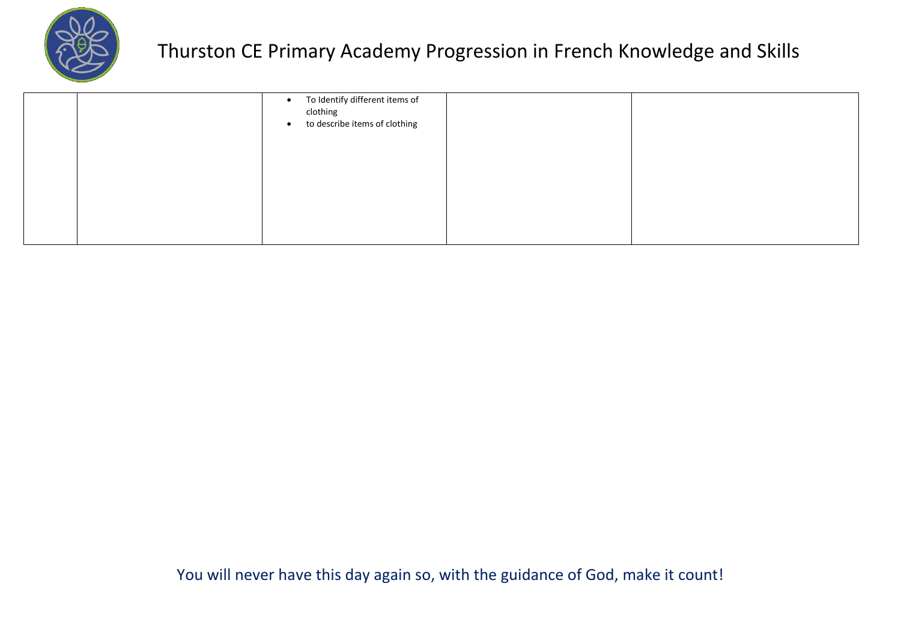| | | | | |
|---|---|---|---|---|
| | | • To Identify different items of clothing<br>• to describe items of clothing | | |

You will never have this day again so, with the guidance of God, make it count!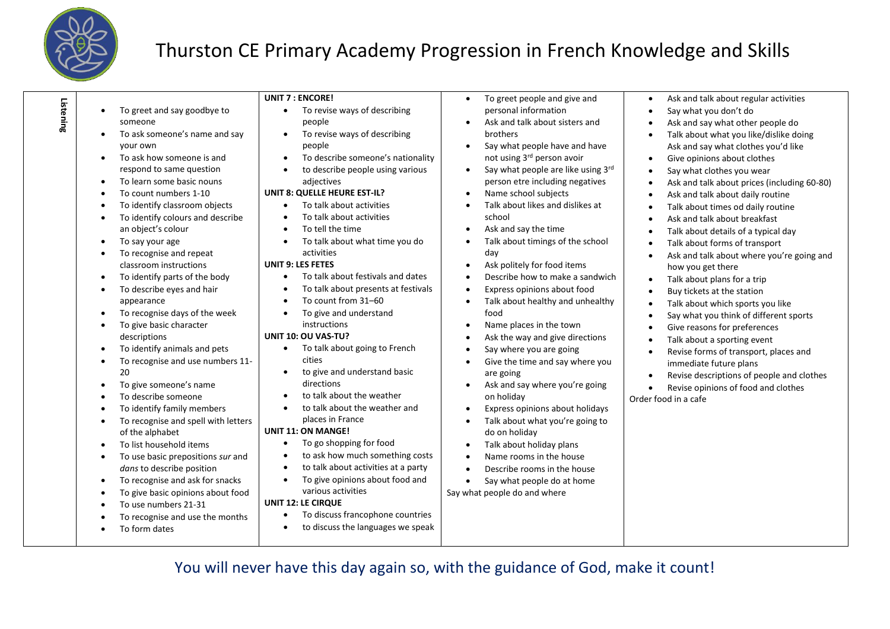# Thurston CE Primary Academy Progression in French Knowledge and Skills

| Listening | | | | |
|---|---|---|---|---|
| | • To greet and say goodbye to someone<br>• To ask someone's name and say your own<br>• To ask how someone is and respond to same question<br>• To learn some basic nouns<br>• To count numbers 1-10<br>• To identify classroom objects<br>• To identify colours and describe an object's colour<br>• To say your age<br>• To recognise and repeat classroom instructions<br>• To identify parts of the body<br>• To describe eyes and hair appearance<br>• To recognise days of the week<br>• To give basic character descriptions<br>• To identify animals and pets<br>• To recognise and use numbers 11-20<br>• To give someone's name<br>• To describe someone<br>• To identify family members<br>• To recognise and spell with letters of the alphabet<br>• To list household items<br>• To use basic prepositions *sur* and *dans* to describe position<br>• To recognise and ask for snacks<br>• To give basic opinions about food<br>• To use numbers 21-31<br>• To recognise and use the months<br>• To form dates | **UNIT 7 : ENCORE!**<br>• To revise ways of describing people<br>• To revise ways of describing people<br>• To describe someone's nationality<br>• to describe people using various adjectives<br>**UNIT 8: QUELLE HEURE EST-IL?**<br>• To talk about activities<br>• To talk about activities<br>• To tell the time<br>• To talk about what time you do activities<br>**UNIT 9: LES FETES**<br>• To talk about festivals and dates<br>• To talk about presents at festivals<br>• To count from 31–60<br>• To give and understand instructions<br>**UNIT 10: OU VAS-TU?**<br>• To talk about going to French cities<br>• to give and understand basic directions<br>• to talk about the weather<br>• to talk about the weather and places in France<br>**UNIT 11: ON MANGE!**<br>• To go shopping for food<br>• to ask how much something costs<br>• to talk about activities at a party<br>• To give opinions about food and various activities<br>**UNIT 12: LE CIRQUE**<br>• To discuss francophone countries<br>• to discuss the languages we speak | • To greet people and give and personal information<br>• Ask and talk about sisters and brothers<br>• Say what people have and have not using 3rd person avoir<br>• Say what people are like using 3rd person etre including negatives<br>• Name school subjects<br>• Talk about likes and dislikes at school<br>• Ask and say the time<br>• Talk about timings of the school day<br>• Ask politely for food items<br>• Describe how to make a sandwich<br>• Express opinions about food<br>• Talk about healthy and unhealthy food<br>• Name places in the town<br>• Ask the way and give directions<br>• Say where you are going<br>• Give the time and say where you are going<br>• Ask and say where you're going on holiday<br>• Express opinions about holidays<br>• Talk about what you're going to do on holiday<br>• Talk about holiday plans<br>• Name rooms in the house<br>• Describe rooms in the house<br>• Say what people do at home<br>Say what people do and where | • Ask and talk about regular activities<br>• Say what you don't do<br>• Ask and say what other people do<br>• Talk about what you like/dislike doing Ask and say what clothes you'd like<br>• Give opinions about clothes<br>• Say what clothes you wear<br>• Ask and talk about prices (including 60-80)<br>• Ask and talk about daily routine<br>• Talk about times od daily routine<br>• Ask and talk about breakfast<br>• Talk about details of a typical day<br>• Talk about forms of transport<br>• Ask and talk about where you're going and how you get there<br>• Talk about plans for a trip<br>• Buy tickets at the station<br>• Talk about which sports you like<br>• Say what you think of different sports<br>• Give reasons for preferences<br>• Talk about a sporting event<br>• Revise forms of transport, places and immediate future plans<br>• Revise descriptions of people and clothes<br>• Revise opinions of food and clothes<br>Order food in a cafe |

You will never have this day again so, with the guidance of God, make it count!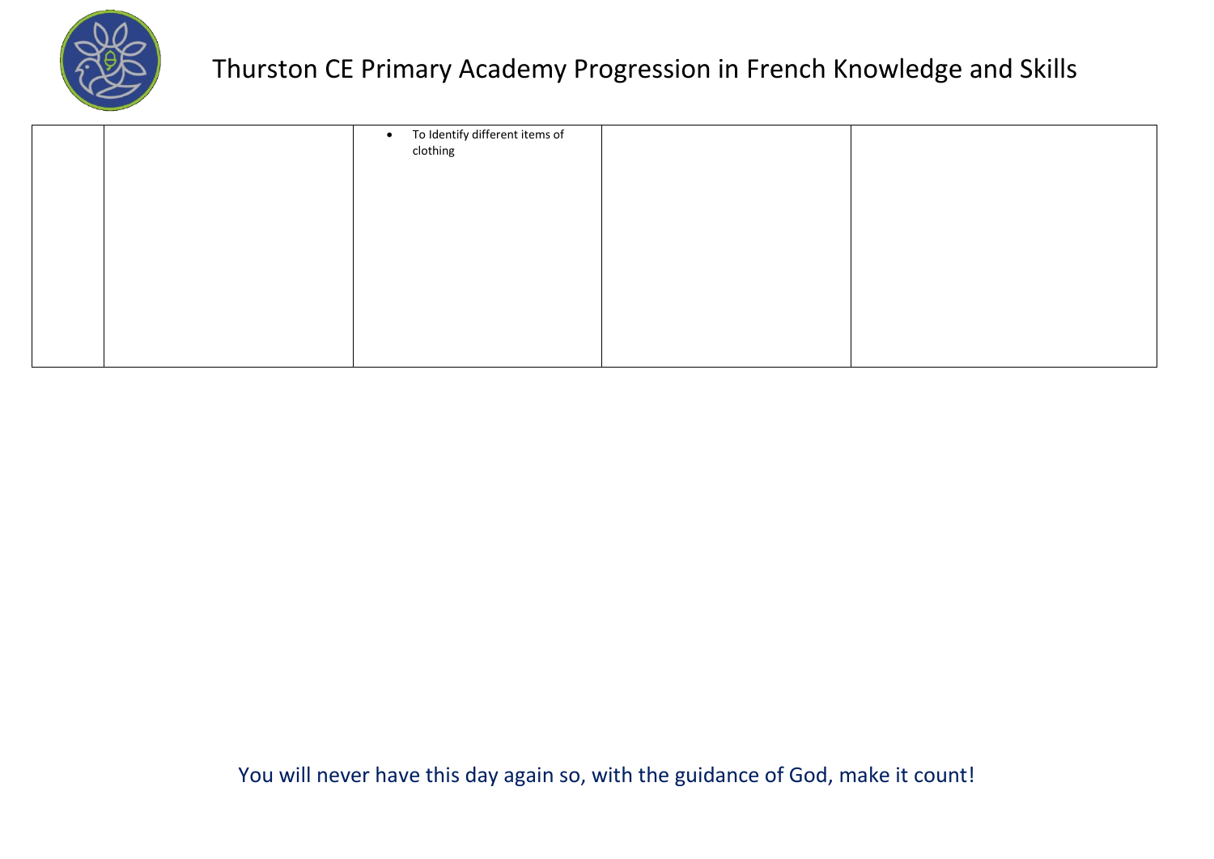| | | | | |
|---|---|---|---|---|
| | | • To Identify different items of clothing | | |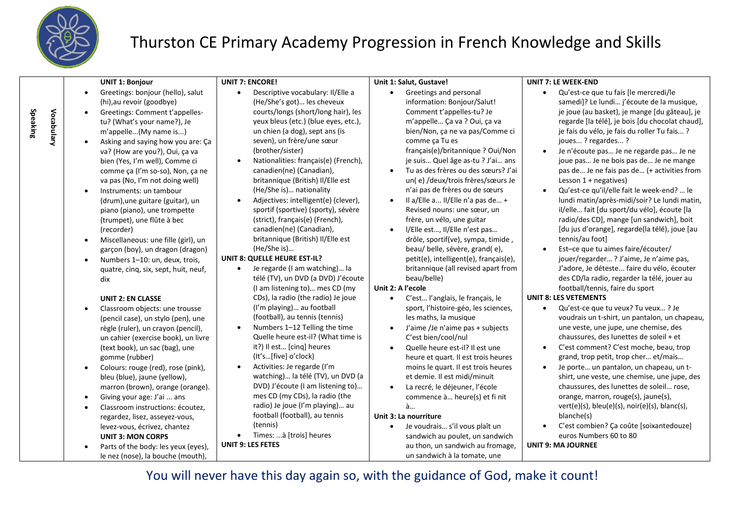# Thurston CE Primary Academy Progression in French Knowledge and Skills

| Speaking | Vocabulary | | | | |
|---|---|---|---|---|---|
| | | **UNIT 1: Bonjour**<br>• Greetings: bonjour (hello), salut (hi),au revoir (goodbye)<br>• Greetings: Comment t'appelles-tu? (What's your name?), Je m'appelle...(My name is...)<br>• Asking and saying how you are: Ça va? (How are you?), Oui, ça va bien (Yes, I'm well), Comme ci comme ça (I'm so-so), Non, ça ne va pas (No, I'm not doing well)<br>• Instruments: un tambour (drum),une guitare (guitar), un piano (piano), une trompette (trumpet), une flûte à bec (recorder)<br>• Miscellaneous: une fille (girl), un garçon (boy), un dragon (dragon)<br>• Numbers 1–10: un, deux, trois, quatre, cinq, six, sept, huit, neuf, dix<br><br>**UNIT 2: EN CLASSE**<br>• Classroom objects: une trousse (pencil case), un stylo (pen), une règle (ruler), un crayon (pencil), un cahier (exercise book), un livre (text book), un sac (bag), une gomme (rubber)<br>• Colours: rouge (red), rose (pink), bleu (blue), jaune (yellow), marron (brown), orange (orange).<br>• Giving your age: J'ai ... ans<br>• Classroom instructions: écoutez, regardez, lisez, asseyez-vous, levez-vous, écrivez, chantez<br>**UNIT 3: MON CORPS**<br>• Parts of the body: les yeux (eyes), le nez (nose), la bouche (mouth), | **UNIT 7: ENCORE!**<br>• Descriptive vocabulary: Il/Elle a (He/She's got)... les cheveux courts/longs (short/long hair), les yeux bleus (etc.) (blue eyes, etc.), un chien (a dog), sept ans (is seven), un frère/une sœur (brother/sister)<br>• Nationalities: français(e) (French), canadien(ne) (Canadian), britannique (British) Il/Elle est (He/She is)... nationality<br>• Adjectives: intelligent(e) (clever), sportif (sportive) (sporty), sévère (strict), français(e) (French), canadien(ne) (Canadian), britannique (British) Il/Elle est (He/She is)...<br>**UNIT 8: QUELLE HEURE EST-IL?**<br>• Je regarde (I am watching)… la télé (TV), un DVD (a DVD) J'écoute (I am listening to)… mes CD (my CDs), la radio (the radio) Je joue (I'm playing)… au football (football), au tennis (tennis)<br>• Numbers 1–12 Telling the time Quelle heure est-il? (What time is it?) Il est… [cinq] heures (It's…[five] o'clock)<br>• Activities: Je regarde (I'm watching)… la télé (TV), un DVD (a DVD) J'écoute (I am listening to)… mes CD (my CDs), la radio (the radio) Je joue (I'm playing)… au football (football), au tennis (tennis)<br>• Times: ...à [trois] heures<br>**UNIT 9: LES FETES** | **Unit 1: Salut, Gustave!**<br>• Greetings and personal information: Bonjour/Salut! Comment t'appelles-tu? Je m'appelle… Ça va ? Oui, ça va bien/Non, ça ne va pas/Comme ci comme ça Tu es français(e)/britannique ? Oui/Non je suis… Quel âge as-tu ? J'ai… ans<br>• Tu as des frères ou des sœurs? J'ai un( e) /deux/trois frères/sœurs Je n'ai pas de frères ou de sœurs<br>• Il a/Elle a... Il/Elle n'a pas de… + Revised nouns: une sœur, un frère, un vélo, une guitar<br>• I/Elle est…, Il/Elle n'est pas… drôle, sportif(ve), sympa, timide , beau/ belle, sévère, grand( e), petit(e), intelligent(e), français(e), britannique (all revised apart from beau/belle)<br>**Unit 2: A l'ecole**<br>• C'est… l'anglais, le français, le sport, l'histoire-géo, les sciences, les maths, la musique<br>• J'aime /Je n'aime pas + subjects C'est bien/cool/nul<br>• Quelle heure est-il? Il est une heure et quart. Il est trois heures moins le quart. Il est trois heures et demie. Il est midi/minuit<br>• La recré, le déjeuner, l'école commence à… heure(s) et fi nit à…<br>**Unit 3: La nourriture**<br>• Je voudrais… s'il vous plaît un sandwich au poulet, un sandwich au thon, un sandwich au fromage, un sandwich à la tomate, une | **UNIT 7: LE WEEK-END**<br>• Qu'est-ce que tu fais [le mercredi/le samedi]? Le lundi… j'écoute de la musique, je joue (au basket), je mange [du gâteau], je regarde [la télé], je bois [du chocolat chaud], je fais du vélo, je fais du roller Tu fais... ? joues... ? regardes... ?<br>• Je n'écoute pas… Je ne regarde pas… Je ne joue pas… Je ne bois pas de… Je ne mange pas de… Je ne fais pas de… (+ activities from Lesson 1 + negatives)<br>• Qu'est-ce qu'il/elle fait le week-end? … le lundi matin/après-midi/soir? Le lundi matin, il/elle… fait [du sport/du vélo], écoute [la radio/des CD], mange [un sandwich], boit [du jus d'orange], regarde(la télé), joue [au tennis/au foot]<br>• Est–ce que tu aimes faire/écouter/ jouer/regarder… ? J'aime, Je n'aime pas, J'adore, Je déteste... faire du vélo, écouter des CD/la radio, regarder la télé, jouer au football/tennis, faire du sport<br>**UNIT 8: LES VETEMENTS**<br>• Qu'est-ce que tu veux? Tu veux… ? Je voudrais un t-shirt, un pantalon, un chapeau, une veste, une jupe, une chemise, des chaussures, des lunettes de soleil + et<br>• C'est comment? C'est moche, beau, trop grand, trop petit, trop cher… et/mais…<br>• Je porte… un pantalon, un chapeau, un t-shirt, une veste, une chemise, une jupe, des chaussures, des lunettes de soleil… rose, orange, marron, rouge(s), jaune(s), vert(e)(s), bleu(e)(s), noir(e)(s), blanc(s), blanche(s)<br>• C'est combien? Ça coûte [soixantedouze] euros Numbers 60 to 80<br>**UNIT 9: MA JOURNEE** |

You will never have this day again so, with the guidance of God, make it count!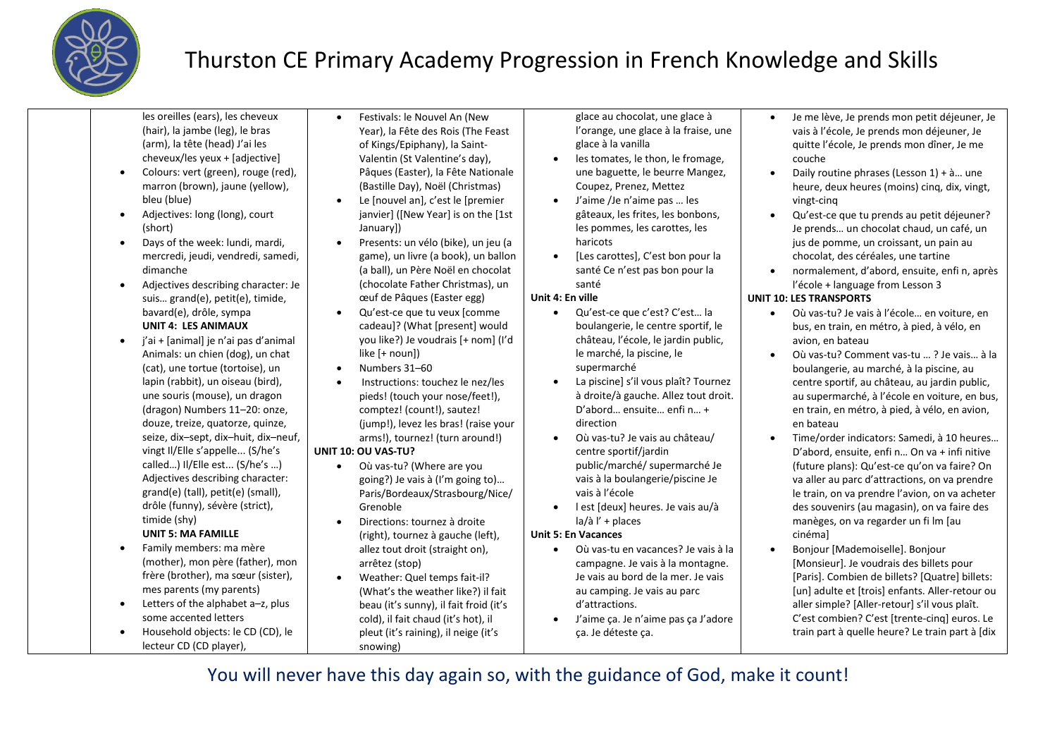# Thurston CE Primary Academy Progression in French Knowledge and Skills

| | | | | |
|---|---|---|---|---|
| | les oreilles (ears), les cheveux (hair), la jambe (leg), le bras (arm), la tête (head) J'ai les cheveux/les yeux + [adjective]<br>• Colours: vert (green), rouge (red), marron (brown), jaune (yellow), bleu (blue)<br>• Adjectives: long (long), court (short)<br>• Days of the week: lundi, mardi, mercredi, jeudi, vendredi, samedi, dimanche<br>• Adjectives describing character: Je suis… grand(e), petit(e), timide, bavard(e), drôle, sympa<br>**UNIT 4: LES ANIMAUX**<br>• j'ai + [animal] je n'ai pas d'animal Animals: un chien (dog), un chat (cat), une tortue (tortoise), un lapin (rabbit), un oiseau (bird), une souris (mouse), un dragon (dragon) Numbers 11–20: onze, douze, treize, quatorze, quinze, seize, dix–sept, dix–huit, dix–neuf, vingt Il/Elle s'appelle... (S/he's called…) Il/Elle est... (S/he's …) Adjectives describing character: grand(e) (tall), petit(e) (small), drôle (funny), sévère (strict), timide (shy)<br>**UNIT 5: MA FAMILLE**<br>• Family members: ma mère (mother), mon père (father), mon frère (brother), ma sœur (sister), mes parents (my parents)<br>• Letters of the alphabet a–z, plus some accented letters<br>• Household objects: le CD (CD), le lecteur CD (CD player), | • Festivals: le Nouvel An (New Year), la Fête des Rois (The Feast of Kings/Epiphany), la Saint-Valentin (St Valentine's day), Pâques (Easter), la Fête Nationale (Bastille Day), Noël (Christmas)<br>• Le [nouvel an], c'est le [premier janvier] ([New Year] is on the [1st January])<br>• Presents: un vélo (bike), un jeu (a game), un livre (a book), un ballon (a ball), un Père Noël en chocolat (chocolate Father Christmas), un œuf de Pâques (Easter egg)<br>• Qu'est-ce que tu veux [comme cadeau]? (What [present] would you like?) Je voudrais [+ nom] (I'd like [+ noun])<br>• Numbers 31–60<br>• Instructions: touchez le nez/les pieds! (touch your nose/feet!), comptez! (count!), sautez! (jump!), levez les bras! (raise your arms!), tournez! (turn around!)<br>**UNIT 10: OU VAS-TU?**<br>• Où vas-tu? (Where are you going?) Je vais à (I'm going to)… Paris/Bordeaux/Strasbourg/Nice/ Grenoble<br>• Directions: tournez à droite (right), tournez à gauche (left), allez tout droit (straight on), arrêtez (stop)<br>• Weather: Quel temps fait-il? (What's the weather like?) il fait beau (it's sunny), il fait froid (it's cold), il fait chaud (it's hot), il pleut (it's raining), il neige (it's snowing) | glace au chocolat, une glace à l'orange, une glace à la fraise, une glace à la vanilla<br>• les tomates, le thon, le fromage, une baguette, le beurre Mangez, Coupez, Prenez, Mettez<br>• J'aime /Je n'aime pas … les gâteaux, les frites, les bonbons, les pommes, les carottes, les haricots<br>• [Les carottes], C'est bon pour la santé Ce n'est pas bon pour la santé<br>**Unit 4: En ville**<br>• Qu'est-ce que c'est? C'est… la boulangerie, le centre sportif, le château, l'école, le jardin public, le marché, la piscine, le supermarché<br>• La piscine] s'il vous plaît? Tournez à droite/à gauche. Allez tout droit. D'abord… ensuite… enfi n… + direction<br>• Où vas-tu? Je vais au château/ centre sportif/jardin public/marché/ supermarché Je vais à la boulangerie/piscine Je vais à l'école<br>• l est [deux] heures. Je vais au/à la/à l' + places<br>**Unit 5: En Vacances**<br>• Où vas-tu en vacances? Je vais à la campagne. Je vais à la montagne. Je vais au bord de la mer. Je vais au camping. Je vais au parc d'attractions.<br>• J'aime ça. Je n'aime pas ça J'adore ça. Je déteste ça. | • Je me lève, Je prends mon petit déjeuner, Je vais à l'école, Je prends mon déjeuner, Je quitte l'école, Je prends mon dîner, Je me couche<br>• Daily routine phrases (Lesson 1) + à… une heure, deux heures (moins) cinq, dix, vingt, vingt-cinq<br>• Qu'est-ce que tu prends au petit déjeuner? Je prends… un chocolat chaud, un café, un jus de pomme, un croissant, un pain au chocolat, des céréales, une tartine<br>• normalement, d'abord, ensuite, enfi n, après l'école + language from Lesson 3<br>**UNIT 10: LES TRANSPORTS**<br>• Où vas-tu? Je vais à l'école… en voiture, en bus, en train, en métro, à pied, à vélo, en avion, en bateau<br>• Où vas-tu? Comment vas-tu … ? Je vais… à la boulangerie, au marché, à la piscine, au centre sportif, au château, au jardin public, au supermarché, à l'école en voiture, en bus, en train, en métro, à pied, à vélo, en avion, en bateau<br>• Time/order indicators: Samedi, à 10 heures… D'abord, ensuite, enfi n… On va + infi nitive (future plans): Qu'est-ce qu'on va faire? On va aller au parc d'attractions, on va prendre le train, on va prendre l'avion, on va acheter des souvenirs (au magasin), on va faire des manèges, on va regarder un fi lm [au cinéma]<br>• Bonjour [Mademoiselle]. Bonjour [Monsieur]. Je voudrais des billets pour [Paris]. Combien de billets? [Quatre] billets: [un] adulte et [trois] enfants. Aller-retour ou aller simple? [Aller-retour] s'il vous plaît. C'est combien? C'est [trente-cinq] euros. Le train part à quelle heure? Le train part à [dix |

You will never have this day again so, with the guidance of God, make it count!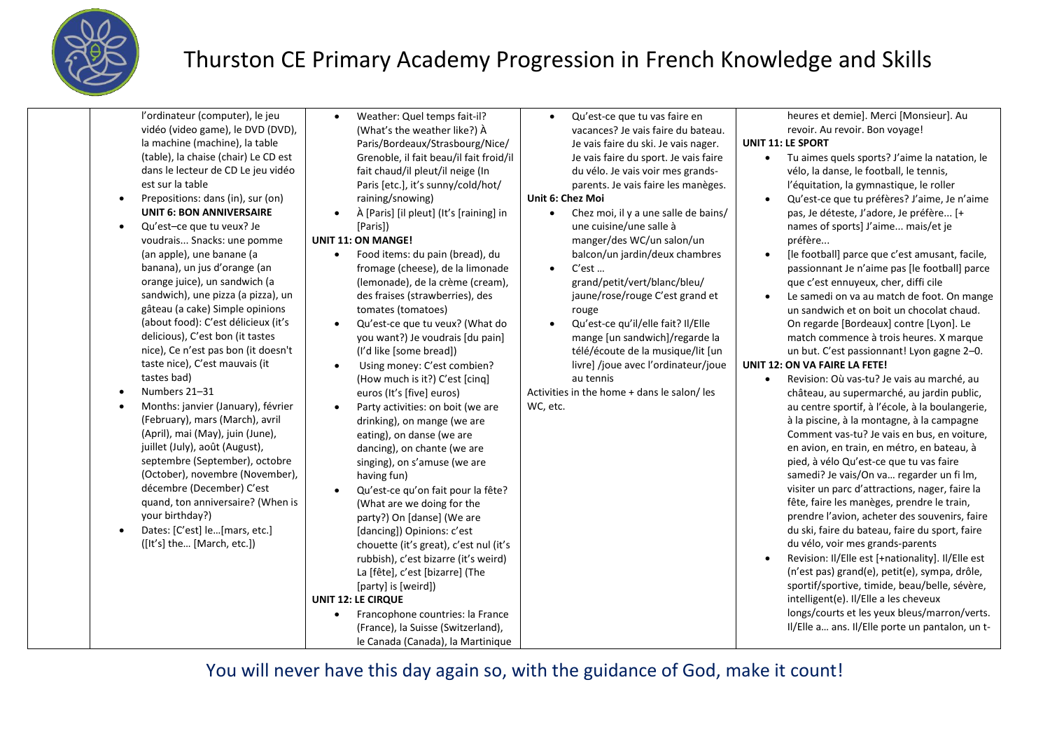| | | | | |
|---|---|---|---|---|
| | l'ordinateur (computer), le jeu vidéo (video game), le DVD (DVD), la machine (machine), la table (table), la chaise (chair) Le CD est dans le lecteur de CD Le jeu vidéo est sur la table<br>• Prepositions: dans (in), sur (on)<br>**UNIT 6: BON ANNIVERSAIRE**<br>• Qu'est–ce que tu veux? Je voudrais... Snacks: une pomme (an apple), une banane (a banana), un jus d'orange (an orange juice), un sandwich (a sandwich), une pizza (a pizza), un gâteau (a cake) Simple opinions (about food): C'est délicieux (it's delicious), C'est bon (it tastes nice), Ce n'est pas bon (it doesn't taste nice), C'est mauvais (it tastes bad)<br>• Numbers 21–31<br>• Months: janvier (January), février (February), mars (March), avril (April), mai (May), juin (June), juillet (July), août (August), septembre (September), octobre (October), novembre (November), décembre (December) C'est quand, ton anniversaire? (When is your birthday?)<br>• Dates: [C'est] le…[mars, etc.] ([It's] the… [March, etc.]) | • Weather: Quel temps fait-il? (What's the weather like?) À Paris/Bordeaux/Strasbourg/Nice/ Grenoble, il fait beau/il fait froid/il fait chaud/il pleut/il neige (In Paris [etc.], it's sunny/cold/hot/ raining/snowing)<br>• À [Paris] [il pleut] (It's [raining] in [Paris])<br>**UNIT 11: ON MANGE!**<br>• Food items: du pain (bread), du fromage (cheese), de la limonade (lemonade), de la crème (cream), des fraises (strawberries), des tomates (tomatoes)<br>• Qu'est-ce que tu veux? (What do you want?) Je voudrais [du pain] (I'd like [some bread])<br>• Using money: C'est combien? (How much is it?) C'est [cinq] euros (It's [five] euros)<br>• Party activities: on boit (we are drinking), on mange (we are eating), on danse (we are dancing), on chante (we are singing), on s'amuse (we are having fun)<br>• Qu'est-ce qu'on fait pour la fête? (What are we doing for the party?) On [danse] (We are [dancing]) Opinions: c'est chouette (it's great), c'est nul (it's rubbish), c'est bizarre (it's weird) La [fête], c'est [bizarre] (The [party] is [weird])<br>**UNIT 12: LE CIRQUE**<br>• Francophone countries: la France (France), la Suisse (Switzerland), le Canada (Canada), la Martinique | • Qu'est-ce que tu vas faire en vacances? Je vais faire du bateau. Je vais faire du ski. Je vais nager. Je vais faire du sport. Je vais faire du vélo. Je vais voir mes grands-parents. Je vais faire les manèges.<br>**Unit 6: Chez Moi**<br>• Chez moi, il y a une salle de bains/ une cuisine/une salle à manger/des WC/un salon/un balcon/un jardin/deux chambres<br>• C'est … grand/petit/vert/blanc/bleu/ jaune/rose/rouge C'est grand et rouge<br>• Qu'est-ce qu'il/elle fait? Il/Elle mange [un sandwich]/regarde la télé/écoute de la musique/lit [un livre] /joue avec l'ordinateur/joue au tennis<br>Activities in the home + dans le salon/ les WC, etc. | heures et demie]. Merci [Monsieur]. Au revoir. Au revoir. Bon voyage!<br>**UNIT 11: LE SPORT**<br>• Tu aimes quels sports? J'aime la natation, le vélo, la danse, le football, le tennis, l'équitation, la gymnastique, le roller<br>• Qu'est-ce que tu préfères? J'aime, Je n'aime pas, Je déteste, J'adore, Je préfère... [+ names of sports] J'aime... mais/et je préfère...<br>• [le football] parce que c'est amusant, facile, passionnant Je n'aime pas [le football] parce que c'est ennuyeux, cher, diffi cile<br>• Le samedi on va au match de foot. On mange un sandwich et on boit un chocolat chaud. On regarde [Bordeaux] contre [Lyon]. Le match commence à trois heures. X marque un but. C'est passionnant! Lyon gagne 2–0.<br>**UNIT 12: ON VA FAIRE LA FETE!**<br>• Revision: Où vas-tu? Je vais au marché, au château, au supermarché, au jardin public, au centre sportif, à l'école, à la boulangerie, à la piscine, à la montagne, à la campagne Comment vas-tu? Je vais en bus, en voiture, en avion, en train, en métro, en bateau, à pied, à vélo Qu'est-ce que tu vas faire samedi? Je vais/On va… regarder un fi lm, visiter un parc d'attractions, nager, faire la fête, faire les manèges, prendre le train, prendre l'avion, acheter des souvenirs, faire du ski, faire du bateau, faire du sport, faire du vélo, voir mes grands-parents<br>• Revision: Il/Elle est [+nationality]. Il/Elle est (n'est pas) grand(e), petit(e), sympa, drôle, sportif/sportive, timide, beau/belle, sévère, intelligent(e). Il/Elle a les cheveux longs/courts et les yeux bleus/marron/verts. Il/Elle a… ans. Il/Elle porte un pantalon, un t- |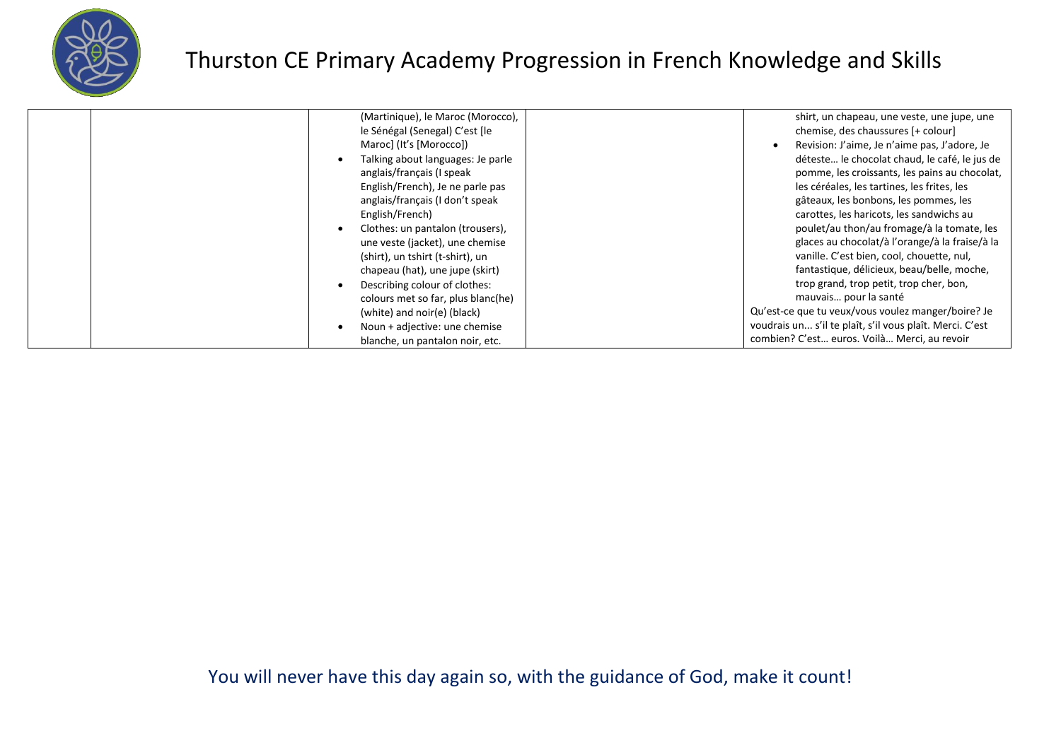| | | | | |
|---|---|---|---|---|
| | | (Martinique), le Maroc (Morocco), le Sénégal (Senegal) C'est [le Maroc] (It's [Morocco])<br>• Talking about languages: Je parle anglais/français (I speak English/French), Je ne parle pas anglais/français (I don't speak English/French)<br>• Clothes: un pantalon (trousers), une veste (jacket), une chemise (shirt), un tshirt (t-shirt), un chapeau (hat), une jupe (skirt)<br>• Describing colour of clothes: colours met so far, plus blanc(he) (white) and noir(e) (black)<br>• Noun + adjective: une chemise blanche, un pantalon noir, etc. | | shirt, un chapeau, une veste, une jupe, une chemise, des chaussures [+ colour]<br>• Revision: J'aime, Je n'aime pas, J'adore, Je déteste… le chocolat chaud, le café, le jus de pomme, les croissants, les pains au chocolat, les céréales, les tartines, les frites, les gâteaux, les bonbons, les pommes, les carottes, les haricots, les sandwichs au poulet/au thon/au fromage/à la tomate, les glaces au chocolat/à l'orange/à la fraise/à la vanille. C'est bien, cool, chouette, nul, fantastique, délicieux, beau/belle, moche, trop grand, trop petit, trop cher, bon, mauvais… pour la santé<br>Qu'est-ce que tu veux/vous voulez manger/boire? Je voudrais un... s'il te plaît, s'il vous plaît. Merci. C'est combien? C'est… euros. Voilà… Merci, au revoir |